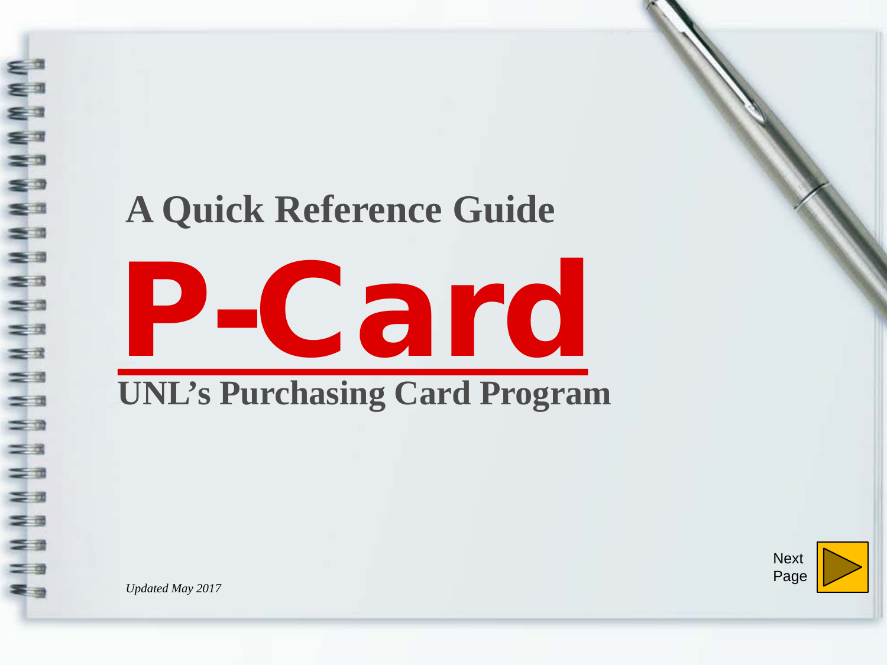## A Quick Reference Guide

# P-Card

## UNL’s Purchasing Card Program

*Updated May 2017*

Next Page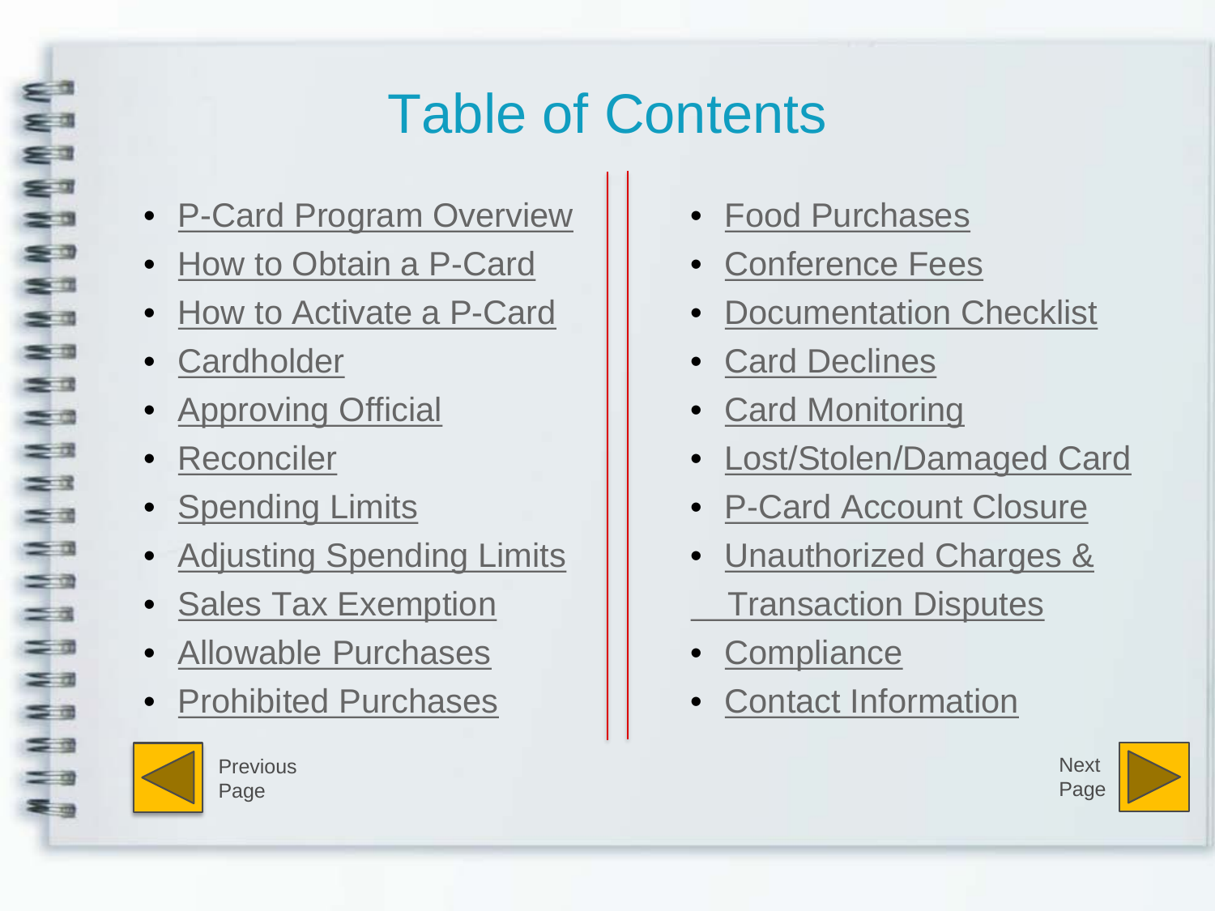# Table of Contents

- P-Card Program Overview
- How to Obtain a P-Card
- How to Activate a P-Card
- Cardholder
- Approving Official
- Reconciler
- Spending Limits
- Adjusting Spending Limits
- Sales Tax Exemption
- Allowable Purchases
- Prohibited Purchases
- Food Purchases
- Conference Fees
- Documentation Checklist
- Card Declines
- Card Monitoring
- Lost/Stolen/Damaged Card
- P-Card Account Closure
- Unauthorized Charges & Transaction Disputes
- Compliance
- Contact Information

Previous Page

Next Page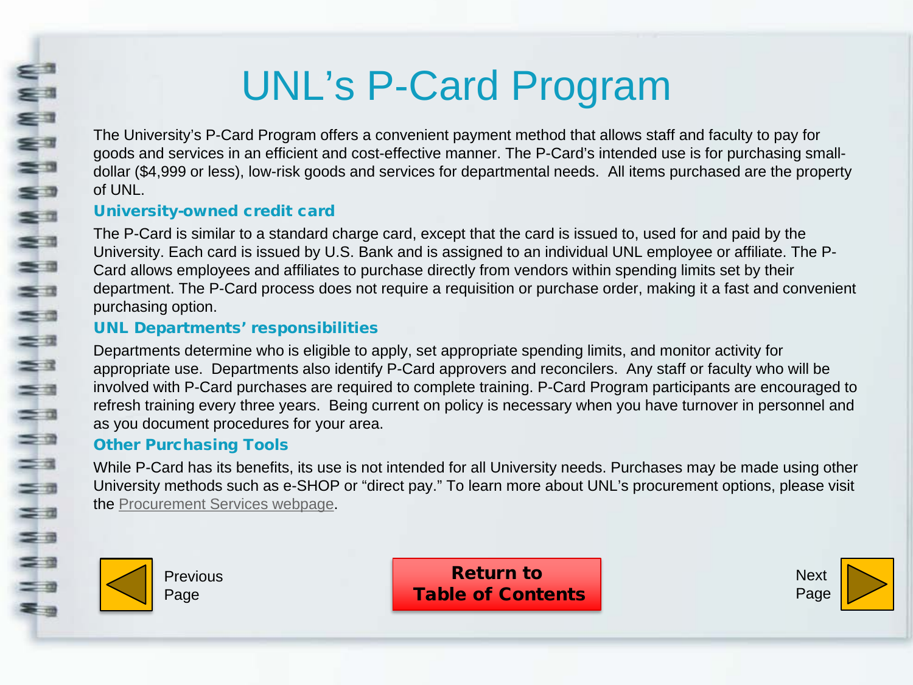# UNL's P-Card Program

The University's P-Card Program offers a convenient payment method that allows staff and faculty to pay for goods and services in an efficient and cost-effective manner. The P-Card's intended use is for purchasing small-dollar ($4,999 or less), low-risk goods and services for departmental needs. All items purchased are the property of UNL.

## University-owned credit card

The P-Card is similar to a standard charge card, except that the card is issued to, used for and paid by the University. Each card is issued by U.S. Bank and is assigned to an individual UNL employee or affiliate. The P-Card allows employees and affiliates to purchase directly from vendors within spending limits set by their department. The P-Card process does not require a requisition or purchase order, making it a fast and convenient purchasing option.

## UNL Departments' responsibilities

Departments determine who is eligible to apply, set appropriate spending limits, and monitor activity for appropriate use. Departments also identify P-Card approvers and reconcilers. Any staff or faculty who will be involved with P-Card purchases are required to complete training. P-Card Program participants are encouraged to refresh training every three years. Being current on policy is necessary when you have turnover in personnel and as you document procedures for your area.

## Other Purchasing Tools

While P-Card has its benefits, its use is not intended for all University needs. Purchases may be made using other University methods such as e-SHOP or "direct pay." To learn more about UNL's procurement options, please visit the Procurement Services webpage.

Previous Page

**Return to Table of Contents**

Next Page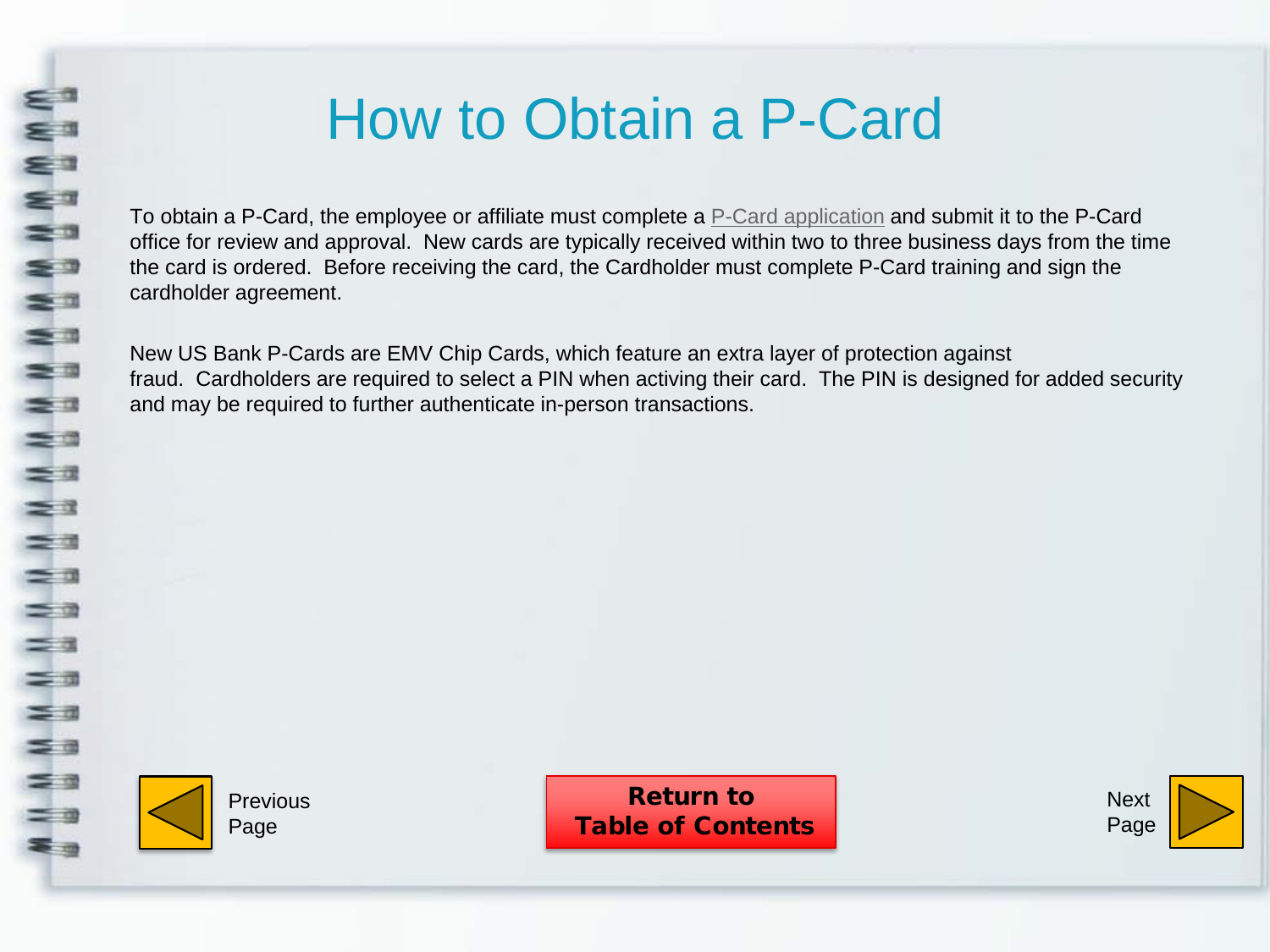# How to Obtain a P-Card

To obtain a P-Card, the employee or affiliate must complete a P-Card application and submit it to the P-Card office for review and approval. New cards are typically received within two to three business days from the time the card is ordered. Before receiving the card, the Cardholder must complete P-Card training and sign the cardholder agreement.

New US Bank P-Cards are EMV Chip Cards, which feature an extra layer of protection against fraud. Cardholders are required to select a PIN when activing their card. The PIN is designed for added security and may be required to further authenticate in-person transactions.

Previous Page

**Return to Table of Contents**

Next Page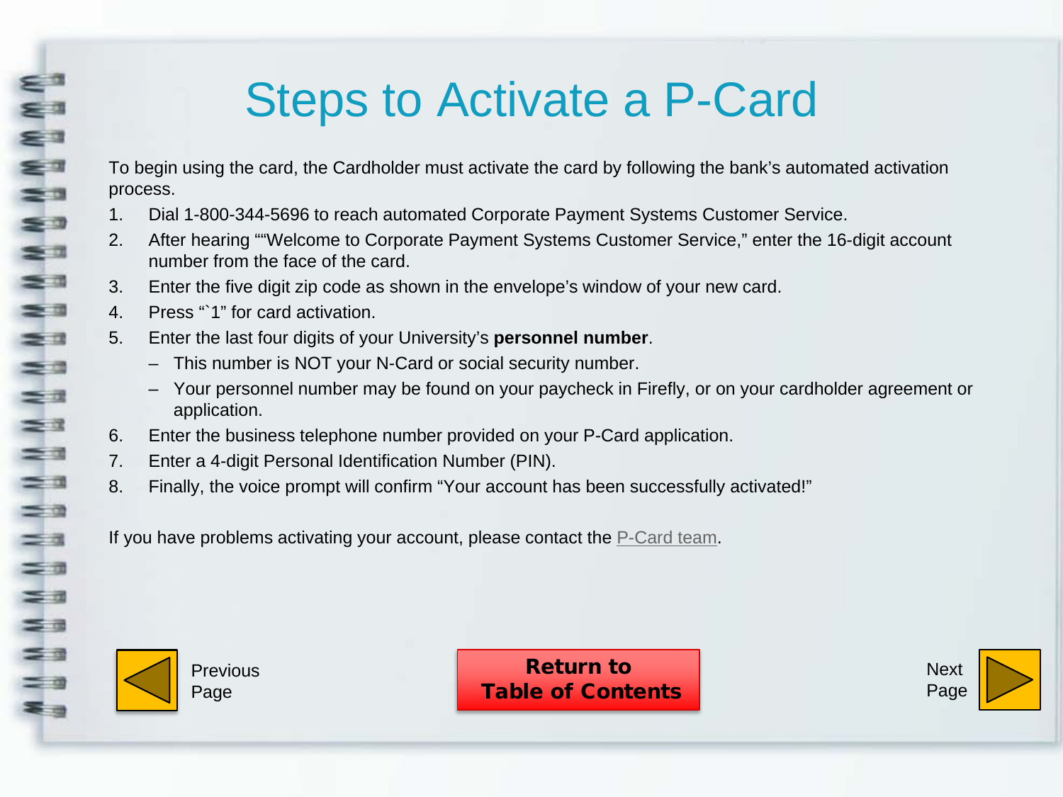# Steps to Activate a P-Card

To begin using the card, the Cardholder must activate the card by following the bank's automated activation process.

1. Dial 1-800-344-5696 to reach automated Corporate Payment Systems Customer Service.
2. After hearing ""Welcome to Corporate Payment Systems Customer Service," enter the 16-digit account number from the face of the card.
3. Enter the five digit zip code as shown in the envelope's window of your new card.
4. Press "`1" for card activation.
5. Enter the last four digits of your University's **personnel number**.
   - This number is NOT your N-Card or social security number.
   - Your personnel number may be found on your paycheck in Firefly, or on your cardholder agreement or application.
6. Enter the business telephone number provided on your P-Card application.
7. Enter a 4-digit Personal Identification Number (PIN).
8. Finally, the voice prompt will confirm "Your account has been successfully activated!"

If you have problems activating your account, please contact the P-Card team.

Previous Page

**Return to Table of Contents**

Next Page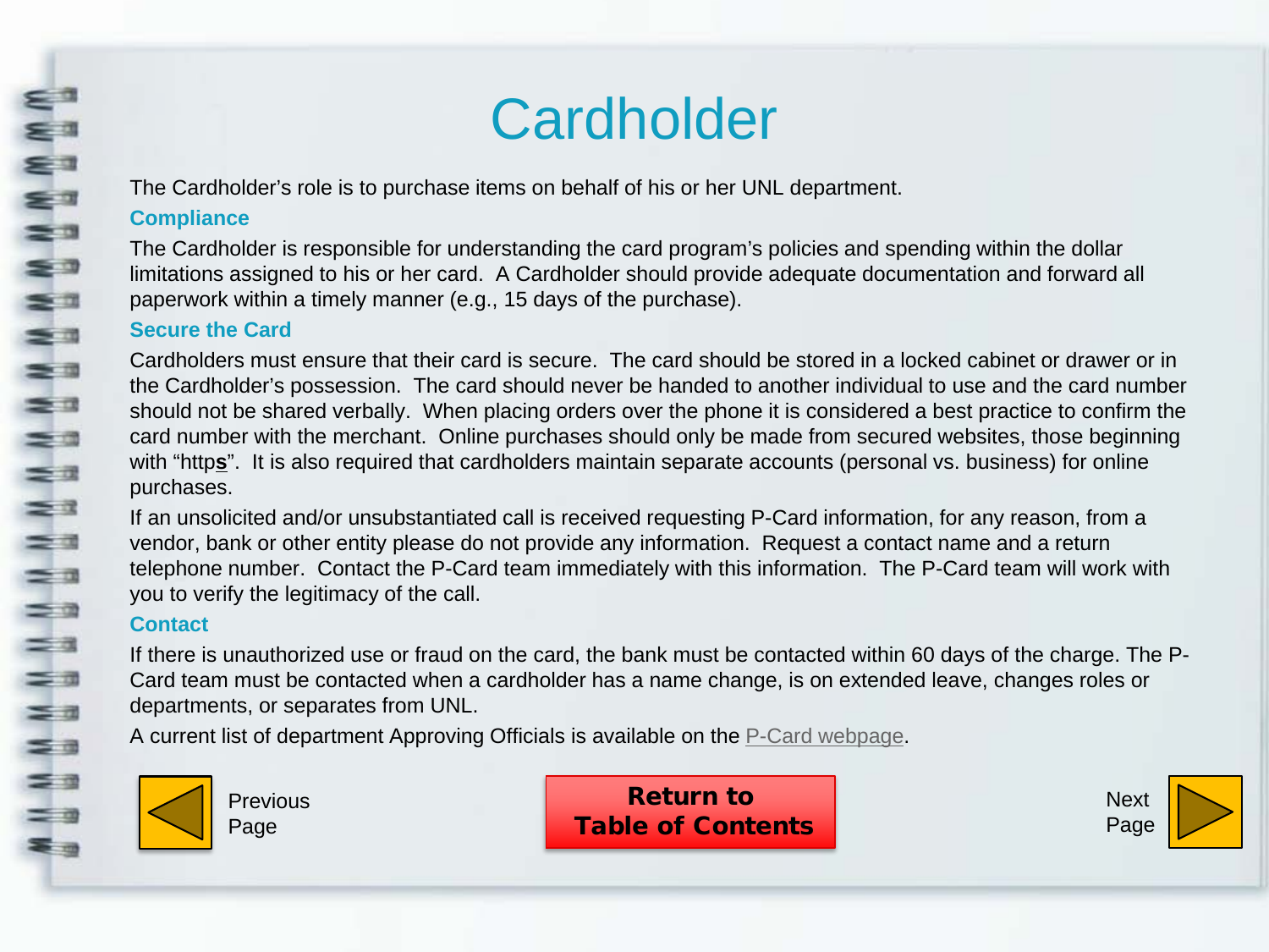# Cardholder

The Cardholder's role is to purchase items on behalf of his or her UNL department.

## Compliance

The Cardholder is responsible for understanding the card program's policies and spending within the dollar limitations assigned to his or her card. A Cardholder should provide adequate documentation and forward all paperwork within a timely manner (e.g., 15 days of the purchase).

## Secure the Card

Cardholders must ensure that their card is secure. The card should be stored in a locked cabinet or drawer or in the Cardholder's possession. The card should never be handed to another individual to use and the card number should not be shared verbally. When placing orders over the phone it is considered a best practice to confirm the card number with the merchant. Online purchases should only be made from secured websites, those beginning with "http**s**". It is also required that cardholders maintain separate accounts (personal vs. business) for online purchases.

If an unsolicited and/or unsubstantiated call is received requesting P-Card information, for any reason, from a vendor, bank or other entity please do not provide any information. Request a contact name and a return telephone number. Contact the P-Card team immediately with this information. The P-Card team will work with you to verify the legitimacy of the call.

## Contact

If there is unauthorized use or fraud on the card, the bank must be contacted within 60 days of the charge. The P-Card team must be contacted when a cardholder has a name change, is on extended leave, changes roles or departments, or separates from UNL.

A current list of department Approving Officials is available on the P-Card webpage.

Previous Page

**Return to Table of Contents**

Next Page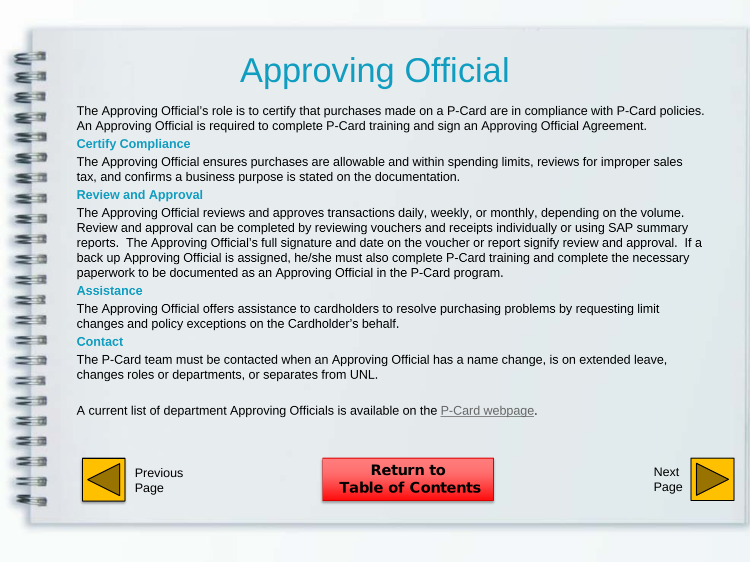# Approving Official

The Approving Official's role is to certify that purchases made on a P-Card are in compliance with P-Card policies. An Approving Official is required to complete P-Card training and sign an Approving Official Agreement.

### Certify Compliance

The Approving Official ensures purchases are allowable and within spending limits, reviews for improper sales tax, and confirms a business purpose is stated on the documentation.

### Review and Approval

The Approving Official reviews and approves transactions daily, weekly, or monthly, depending on the volume. Review and approval can be completed by reviewing vouchers and receipts individually or using SAP summary reports. The Approving Official's full signature and date on the voucher or report signify review and approval. If a back up Approving Official is assigned, he/she must also complete P-Card training and complete the necessary paperwork to be documented as an Approving Official in the P-Card program.

### Assistance

The Approving Official offers assistance to cardholders to resolve purchasing problems by requesting limit changes and policy exceptions on the Cardholder's behalf.

### Contact

The P-Card team must be contacted when an Approving Official has a name change, is on extended leave, changes roles or departments, or separates from UNL.

A current list of department Approving Officials is available on the P-Card webpage.

Previous Page

**Return to Table of Contents**

Next Page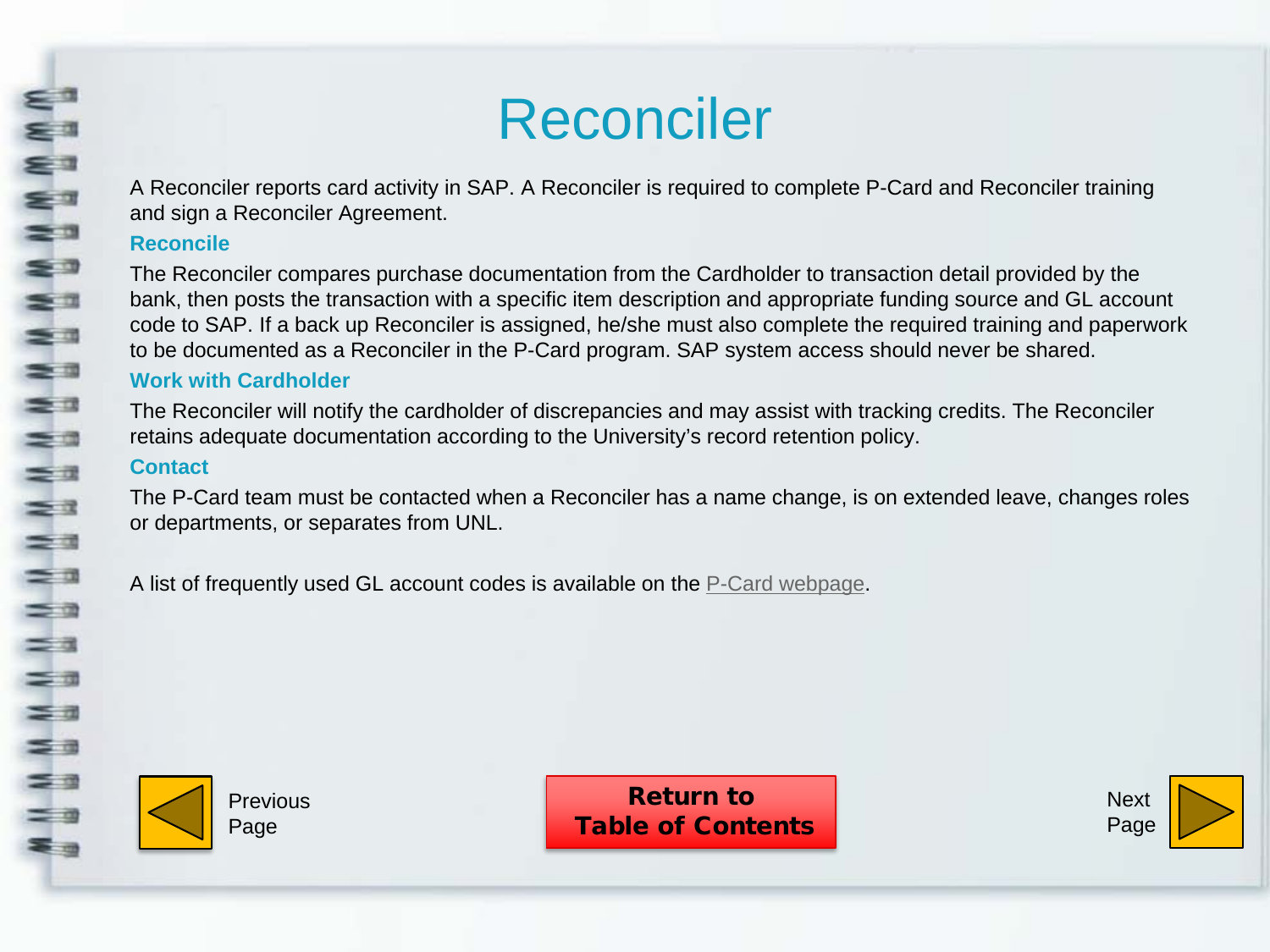# Reconciler

A Reconciler reports card activity in SAP. A Reconciler is required to complete P-Card and Reconciler training and sign a Reconciler Agreement.

### Reconcile

The Reconciler compares purchase documentation from the Cardholder to transaction detail provided by the bank, then posts the transaction with a specific item description and appropriate funding source and GL account code to SAP. If a back up Reconciler is assigned, he/she must also complete the required training and paperwork to be documented as a Reconciler in the P-Card program. SAP system access should never be shared.

### Work with Cardholder

The Reconciler will notify the cardholder of discrepancies and may assist with tracking credits. The Reconciler retains adequate documentation according to the University's record retention policy.

### Contact

The P-Card team must be contacted when a Reconciler has a name change, is on extended leave, changes roles or departments, or separates from UNL.

A list of frequently used GL account codes is available on the P-Card webpage.

Previous Page

**Return to Table of Contents**

Next Page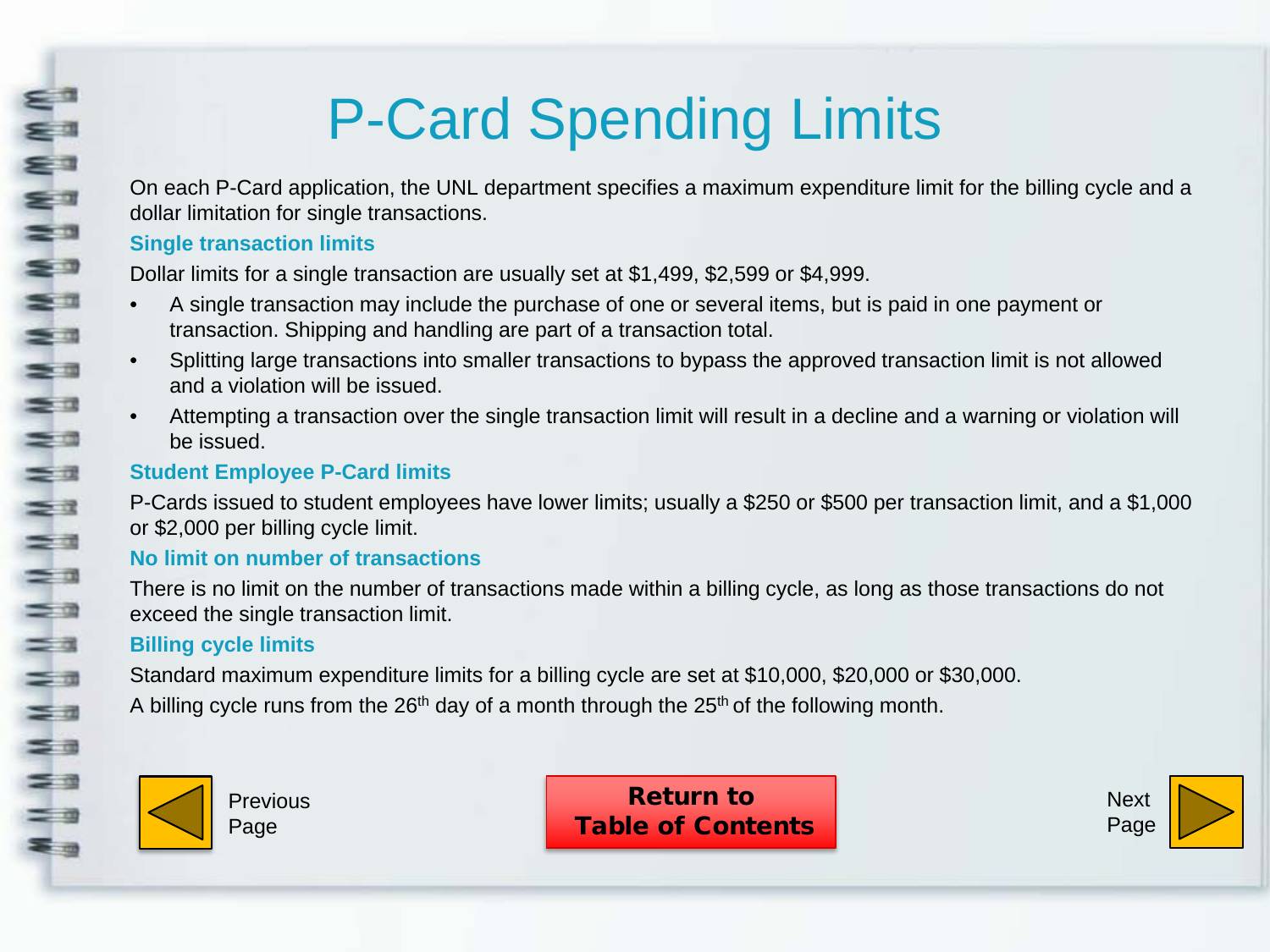# P-Card Spending Limits

On each P-Card application, the UNL department specifies a maximum expenditure limit for the billing cycle and a dollar limitation for single transactions.

## Single transaction limits

Dollar limits for a single transaction are usually set at $1,499, $2,599 or $4,999.

- A single transaction may include the purchase of one or several items, but is paid in one payment or transaction. Shipping and handling are part of a transaction total.
- Splitting large transactions into smaller transactions to bypass the approved transaction limit is not allowed and a violation will be issued.
- Attempting a transaction over the single transaction limit will result in a decline and a warning or violation will be issued.

## Student Employee P-Card limits

P-Cards issued to student employees have lower limits; usually a $250 or $500 per transaction limit, and a $1,000 or $2,000 per billing cycle limit.

## No limit on number of transactions

There is no limit on the number of transactions made within a billing cycle, as long as those transactions do not exceed the single transaction limit.

## Billing cycle limits

Standard maximum expenditure limits for a billing cycle are set at $10,000, $20,000 or $30,000.

A billing cycle runs from the 26th day of a month through the 25th of the following month.

Previous Page

**Return to Table of Contents**

Next Page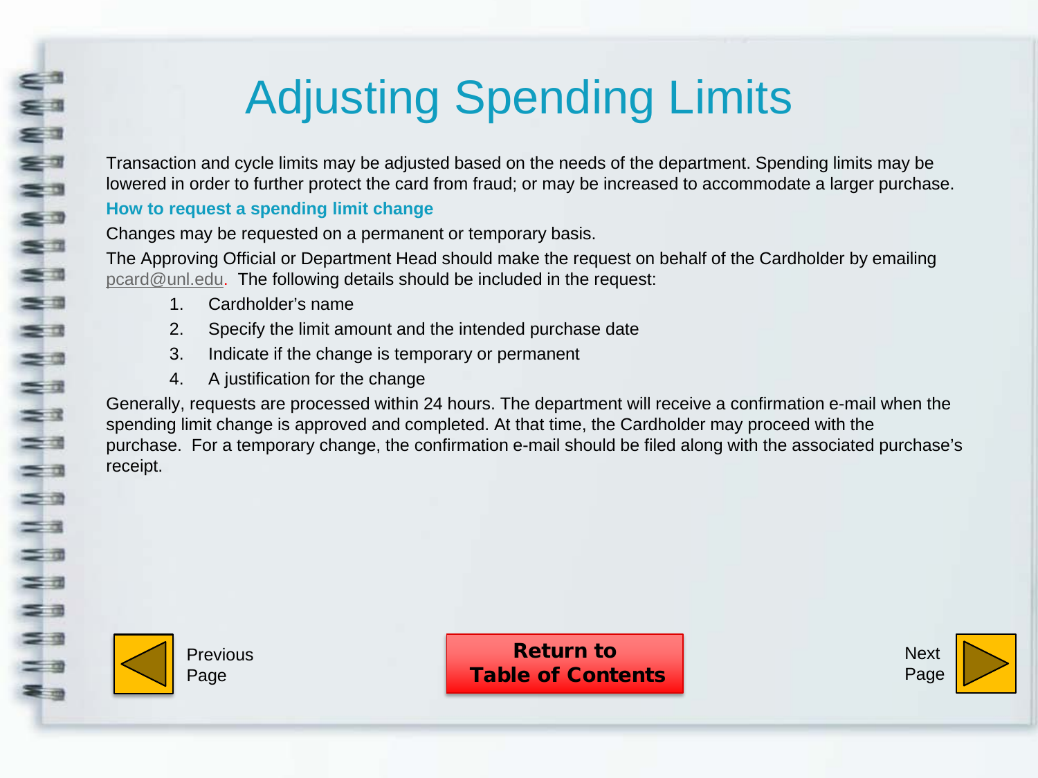# Adjusting Spending Limits

Transaction and cycle limits may be adjusted based on the needs of the department. Spending limits may be lowered in order to further protect the card from fraud; or may be increased to accommodate a larger purchase.

### How to request a spending limit change

Changes may be requested on a permanent or temporary basis.

The Approving Official or Department Head should make the request on behalf of the Cardholder by emailing pcard@unl.edu. The following details should be included in the request:

1. Cardholder's name
2. Specify the limit amount and the intended purchase date
3. Indicate if the change is temporary or permanent
4. A justification for the change

Generally, requests are processed within 24 hours. The department will receive a confirmation e-mail when the spending limit change is approved and completed. At that time, the Cardholder may proceed with the purchase. For a temporary change, the confirmation e-mail should be filed along with the associated purchase's receipt.

Previous Page

**Return to Table of Contents**

Next Page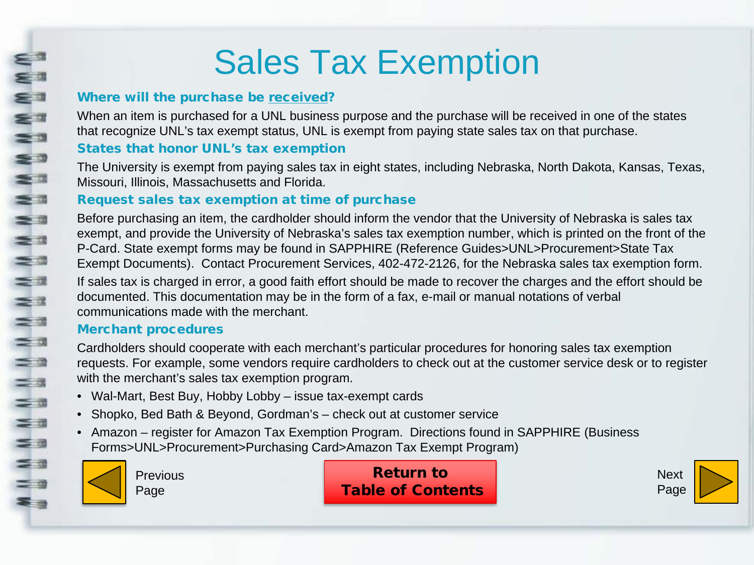# Sales Tax Exemption

### Where will the purchase be received?

When an item is purchased for a UNL business purpose and the purchase will be received in one of the states that recognize UNL's tax exempt status, UNL is exempt from paying state sales tax on that purchase.

### States that honor UNL's tax exemption

The University is exempt from paying sales tax in eight states, including Nebraska, North Dakota, Kansas, Texas, Missouri, Illinois, Massachusetts and Florida.

### Request sales tax exemption at time of purchase

Before purchasing an item, the cardholder should inform the vendor that the University of Nebraska is sales tax exempt, and provide the University of Nebraska's sales tax exemption number, which is printed on the front of the P-Card. State exempt forms may be found in SAPPHIRE (Reference Guides>UNL>Procurement>State Tax Exempt Documents). Contact Procurement Services, 402-472-2126, for the Nebraska sales tax exemption form.

If sales tax is charged in error, a good faith effort should be made to recover the charges and the effort should be documented. This documentation may be in the form of a fax, e-mail or manual notations of verbal communications made with the merchant.

### Merchant procedures

Cardholders should cooperate with each merchant's particular procedures for honoring sales tax exemption requests. For example, some vendors require cardholders to check out at the customer service desk or to register with the merchant's sales tax exemption program.

- Wal-Mart, Best Buy, Hobby Lobby – issue tax-exempt cards
- Shopko, Bed Bath & Beyond, Gordman's – check out at customer service
- Amazon – register for Amazon Tax Exemption Program. Directions found in SAPPHIRE (Business Forms>UNL>Procurement>Purchasing Card>Amazon Tax Exempt Program)

Previous Page | **Return to Table of Contents** | Next Page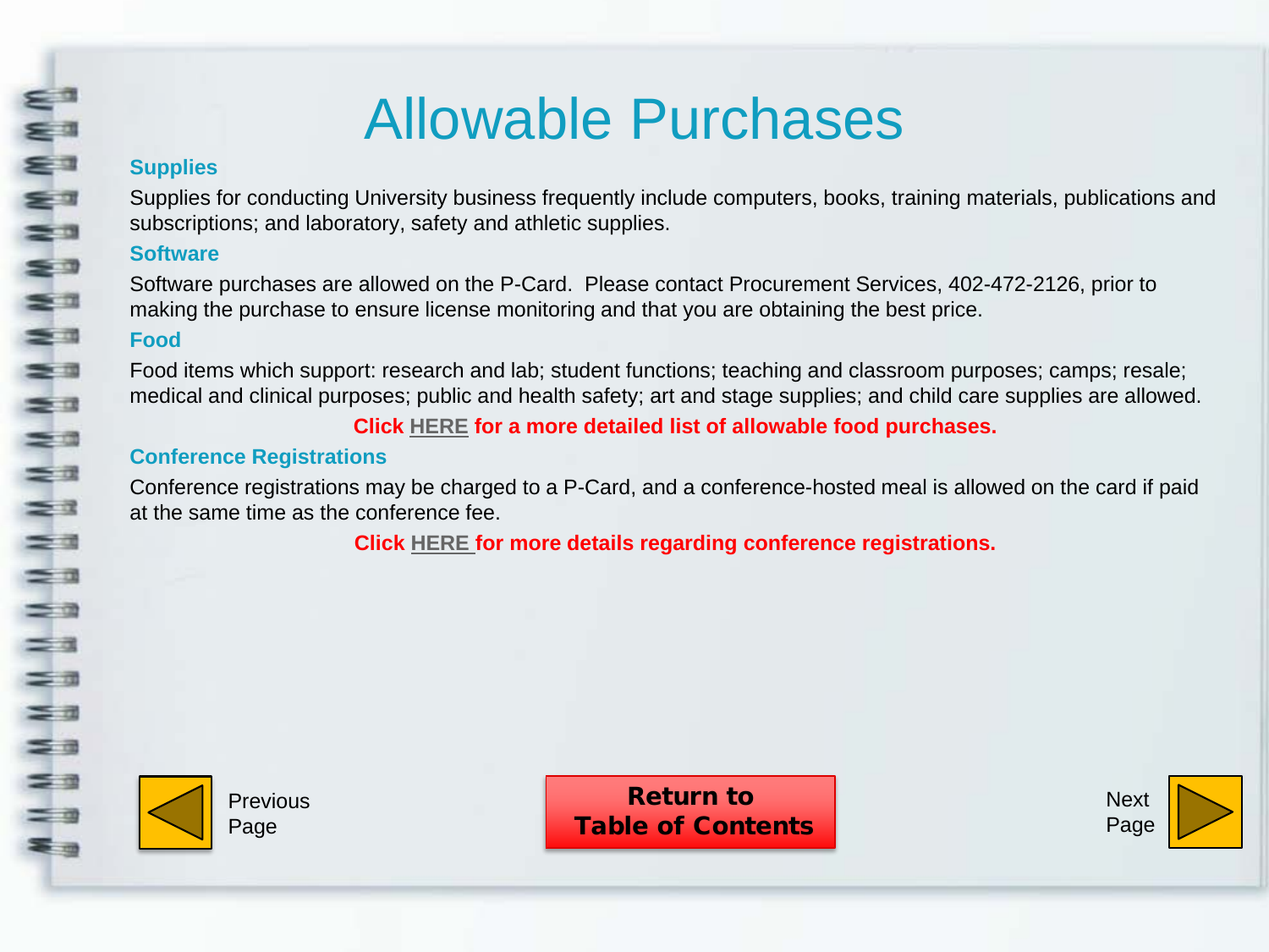# Allowable Purchases

### Supplies

Supplies for conducting University business frequently include computers, books, training materials, publications and subscriptions; and laboratory, safety and athletic supplies.

### Software

Software purchases are allowed on the P-Card. Please contact Procurement Services, 402-472-2126, prior to making the purchase to ensure license monitoring and that you are obtaining the best price.

### Food

Food items which support: research and lab; student functions; teaching and classroom purposes; camps; resale; medical and clinical purposes; public and health safety; art and stage supplies; and child care supplies are allowed.

**Click HERE for a more detailed list of allowable food purchases.**

### Conference Registrations

Conference registrations may be charged to a P-Card, and a conference-hosted meal is allowed on the card if paid at the same time as the conference fee.

**Click HERE for more details regarding conference registrations.**

Previous Page

**Return to Table of Contents**

Next Page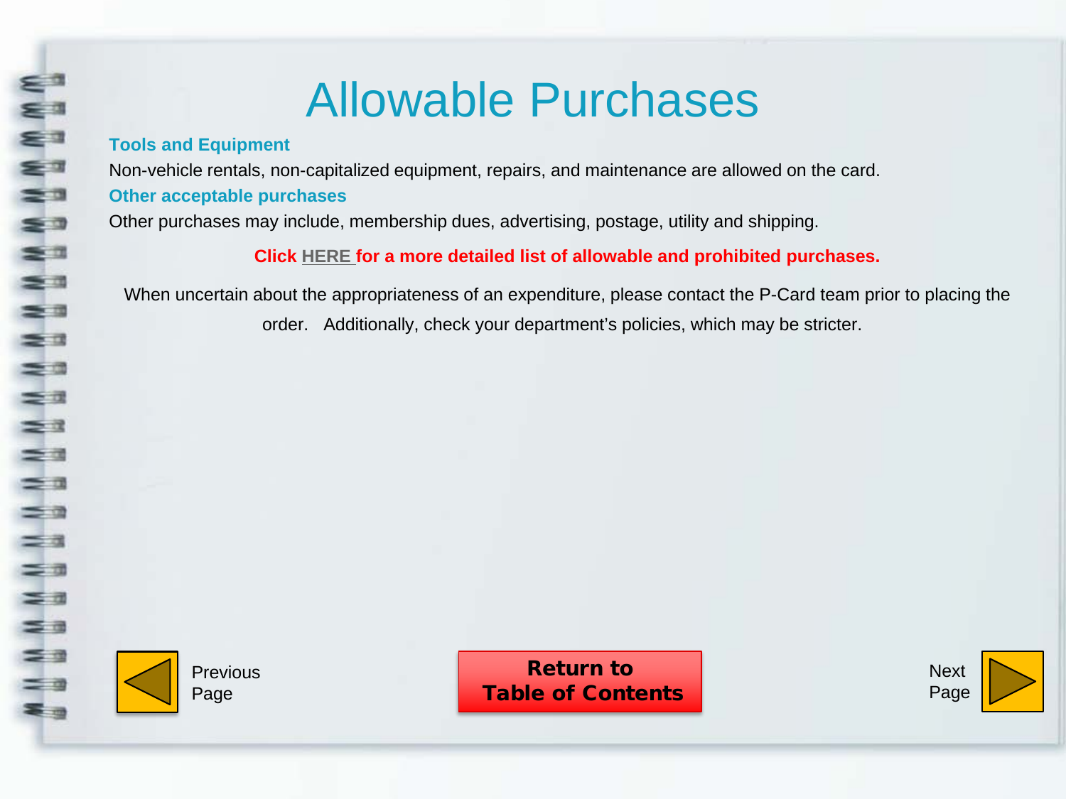# Allowable Purchases

### Tools and Equipment

Non-vehicle rentals, non-capitalized equipment, repairs, and maintenance are allowed on the card.

### Other acceptable purchases

Other purchases may include, membership dues, advertising, postage, utility and shipping.

**Click HERE for a more detailed list of allowable and prohibited purchases.**

When uncertain about the appropriateness of an expenditure, please contact the P-Card team prior to placing the order. Additionally, check your department's policies, which may be stricter.

Previous Page

**Return to Table of Contents**

Next Page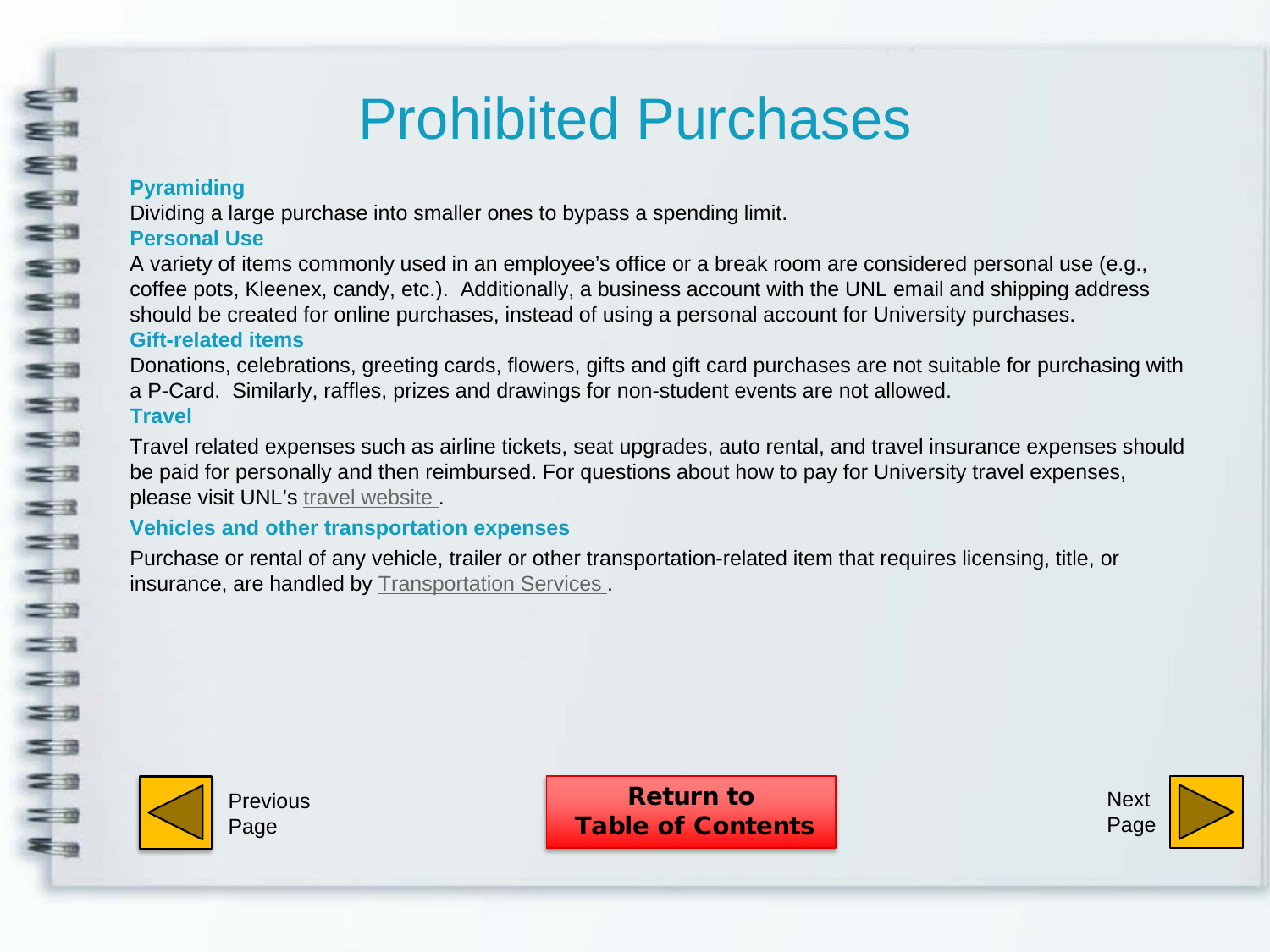# Prohibited Purchases

### Pyramiding

Dividing a large purchase into smaller ones to bypass a spending limit.

### Personal Use

A variety of items commonly used in an employee's office or a break room are considered personal use (e.g., coffee pots, Kleenex, candy, etc.). Additionally, a business account with the UNL email and shipping address should be created for online purchases, instead of using a personal account for University purchases.

### Gift-related items

Donations, celebrations, greeting cards, flowers, gifts and gift card purchases are not suitable for purchasing with a P-Card. Similarly, raffles, prizes and drawings for non-student events are not allowed.

### Travel

Travel related expenses such as airline tickets, seat upgrades, auto rental, and travel insurance expenses should be paid for personally and then reimbursed. For questions about how to pay for University travel expenses, please visit UNL's travel website .

### Vehicles and other transportation expenses

Purchase or rental of any vehicle, trailer or other transportation-related item that requires licensing, title, or insurance, are handled by Transportation Services .

Previous Page

**Return to Table of Contents**

Next Page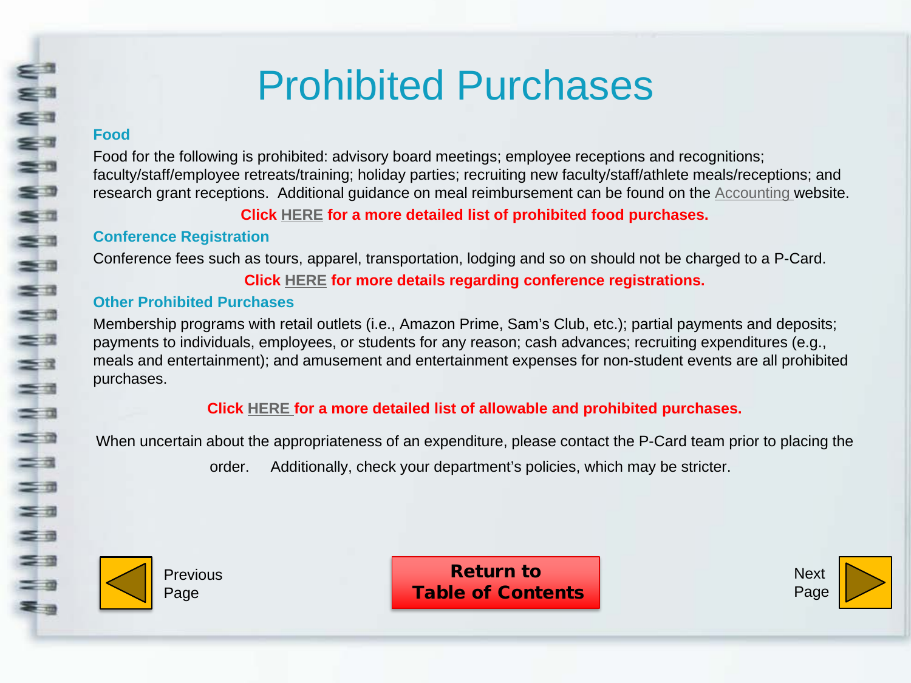# Prohibited Purchases

### Food

Food for the following is prohibited: advisory board meetings; employee receptions and recognitions; faculty/staff/employee retreats/training; holiday parties; recruiting new faculty/staff/athlete meals/receptions; and research grant receptions. Additional guidance on meal reimbursement can be found on the Accounting website.

**Click HERE for a more detailed list of prohibited food purchases.**

### Conference Registration

Conference fees such as tours, apparel, transportation, lodging and so on should not be charged to a P-Card.

**Click HERE for more details regarding conference registrations.**

### Other Prohibited Purchases

Membership programs with retail outlets (i.e., Amazon Prime, Sam's Club, etc.); partial payments and deposits; payments to individuals, employees, or students for any reason; cash advances; recruiting expenditures (e.g., meals and entertainment); and amusement and entertainment expenses for non-student events are all prohibited purchases.

**Click HERE for a more detailed list of allowable and prohibited purchases.**

When uncertain about the appropriateness of an expenditure, please contact the P-Card team prior to placing the order. Additionally, check your department's policies, which may be stricter.

Previous Page

**Return to Table of Contents**

Next Page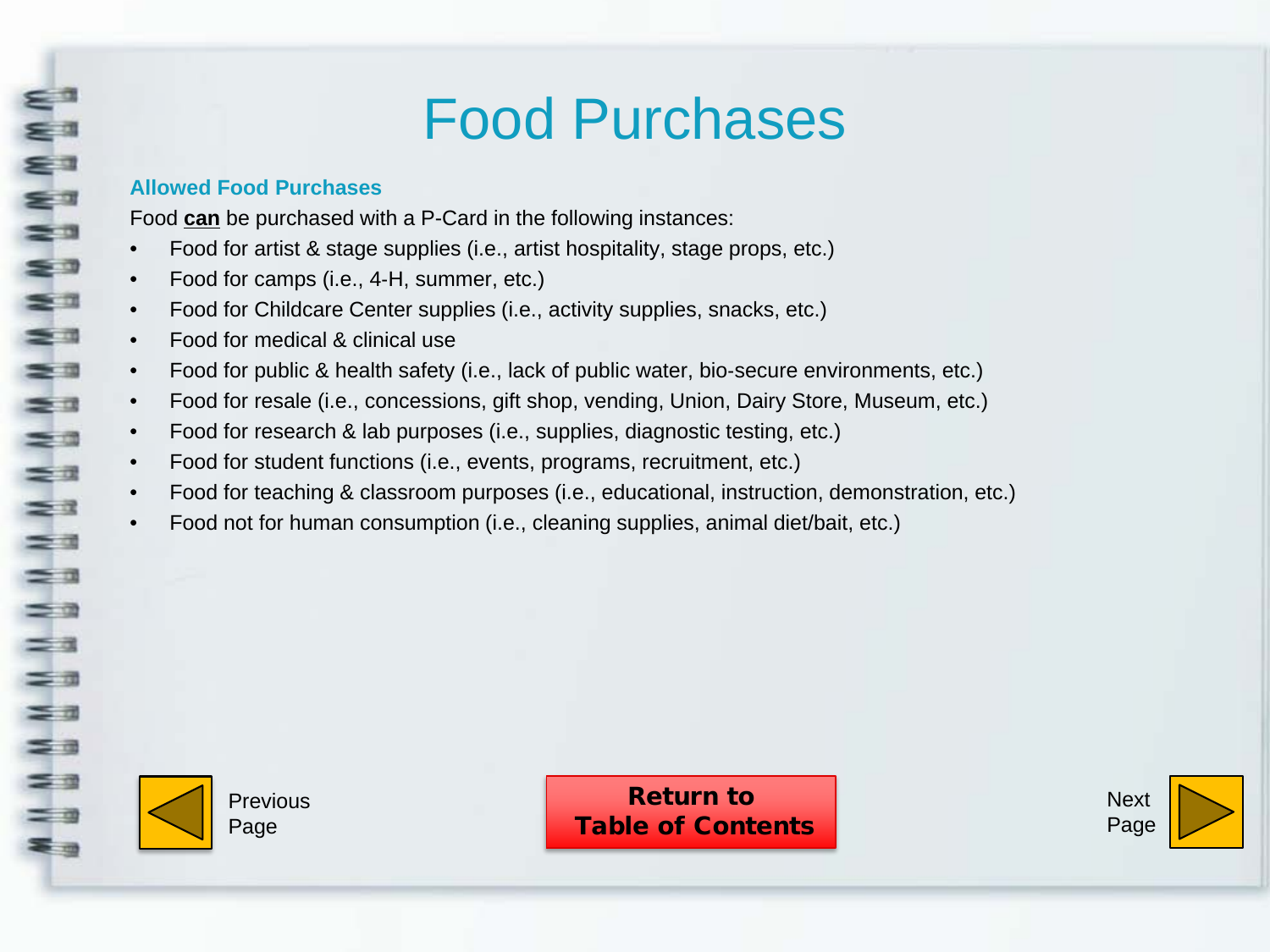# Food Purchases

### Allowed Food Purchases

Food **can** be purchased with a P-Card in the following instances:

- Food for artist & stage supplies (i.e., artist hospitality, stage props, etc.)
- Food for camps (i.e., 4-H, summer, etc.)
- Food for Childcare Center supplies (i.e., activity supplies, snacks, etc.)
- Food for medical & clinical use
- Food for public & health safety (i.e., lack of public water, bio-secure environments, etc.)
- Food for resale (i.e., concessions, gift shop, vending, Union, Dairy Store, Museum, etc.)
- Food for research & lab purposes (i.e., supplies, diagnostic testing, etc.)
- Food for student functions (i.e., events, programs, recruitment, etc.)
- Food for teaching & classroom purposes (i.e., educational, instruction, demonstration, etc.)
- Food not for human consumption (i.e., cleaning supplies, animal diet/bait, etc.)

Previous Page

**Return to Table of Contents**

Next Page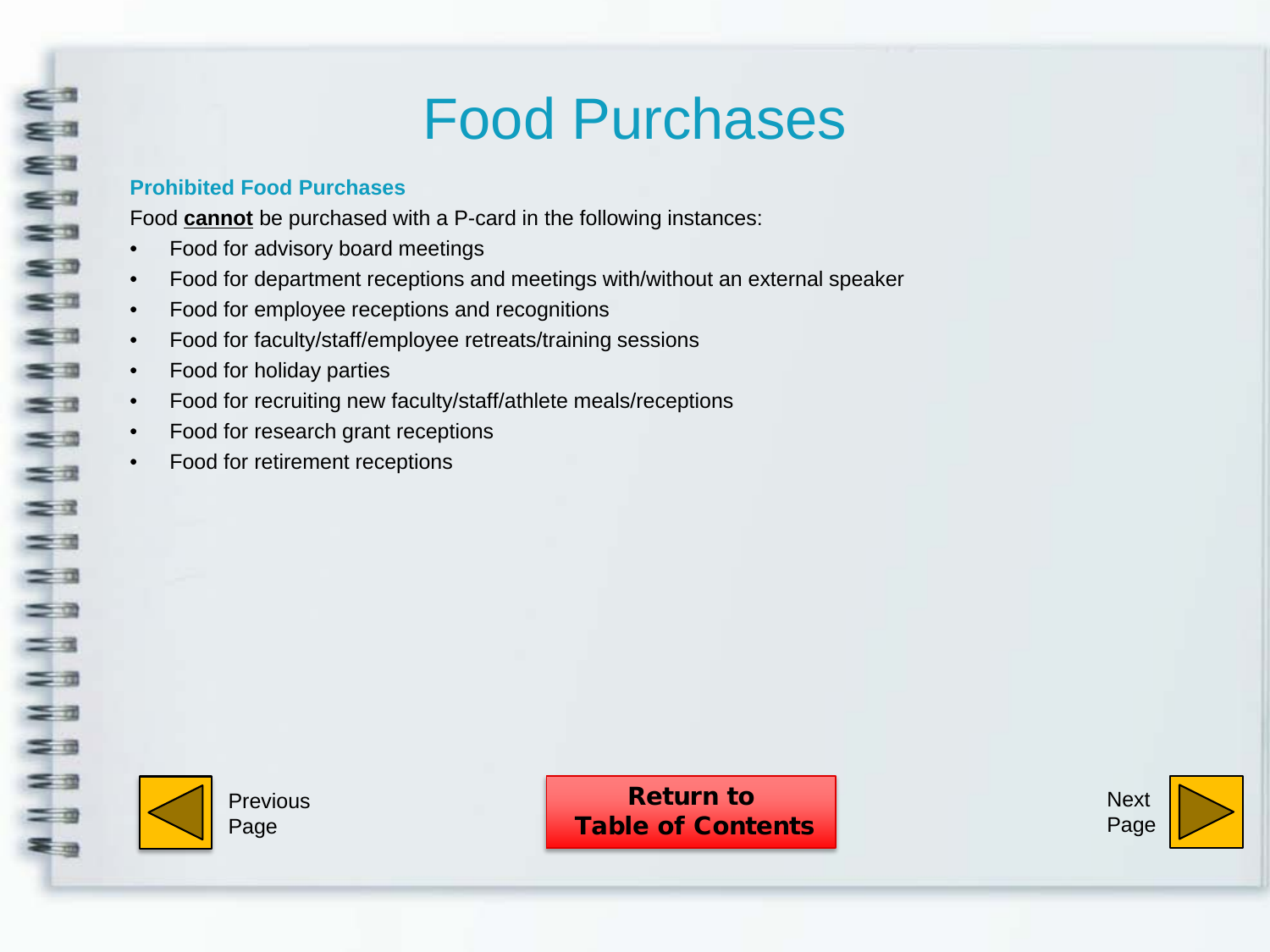# Food Purchases

### Prohibited Food Purchases

Food **cannot** be purchased with a P-card in the following instances:

- Food for advisory board meetings
- Food for department receptions and meetings with/without an external speaker
- Food for employee receptions and recognitions
- Food for faculty/staff/employee retreats/training sessions
- Food for holiday parties
- Food for recruiting new faculty/staff/athlete meals/receptions
- Food for research grant receptions
- Food for retirement receptions

Previous Page

**Return to Table of Contents**

Next Page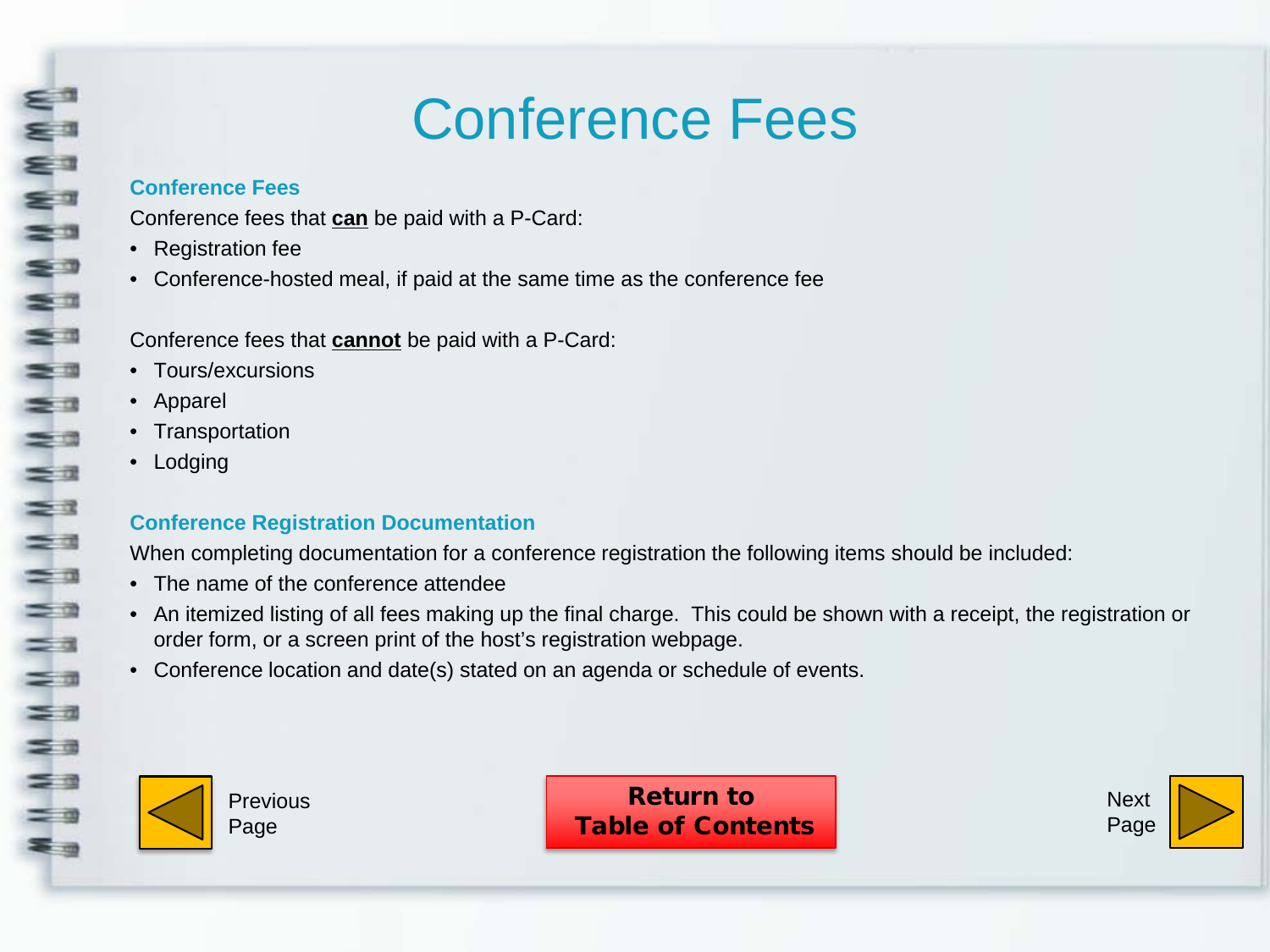# Conference Fees

## Conference Fees

Conference fees that **can** be paid with a P-Card:

- Registration fee
- Conference-hosted meal, if paid at the same time as the conference fee

Conference fees that **cannot** be paid with a P-Card:

- Tours/excursions
- Apparel
- Transportation
- Lodging

## Conference Registration Documentation

When completing documentation for a conference registration the following items should be included:

- The name of the conference attendee
- An itemized listing of all fees making up the final charge. This could be shown with a receipt, the registration or order form, or a screen print of the host's registration webpage.
- Conference location and date(s) stated on an agenda or schedule of events.

Previous Page

**Return to Table of Contents**

Next Page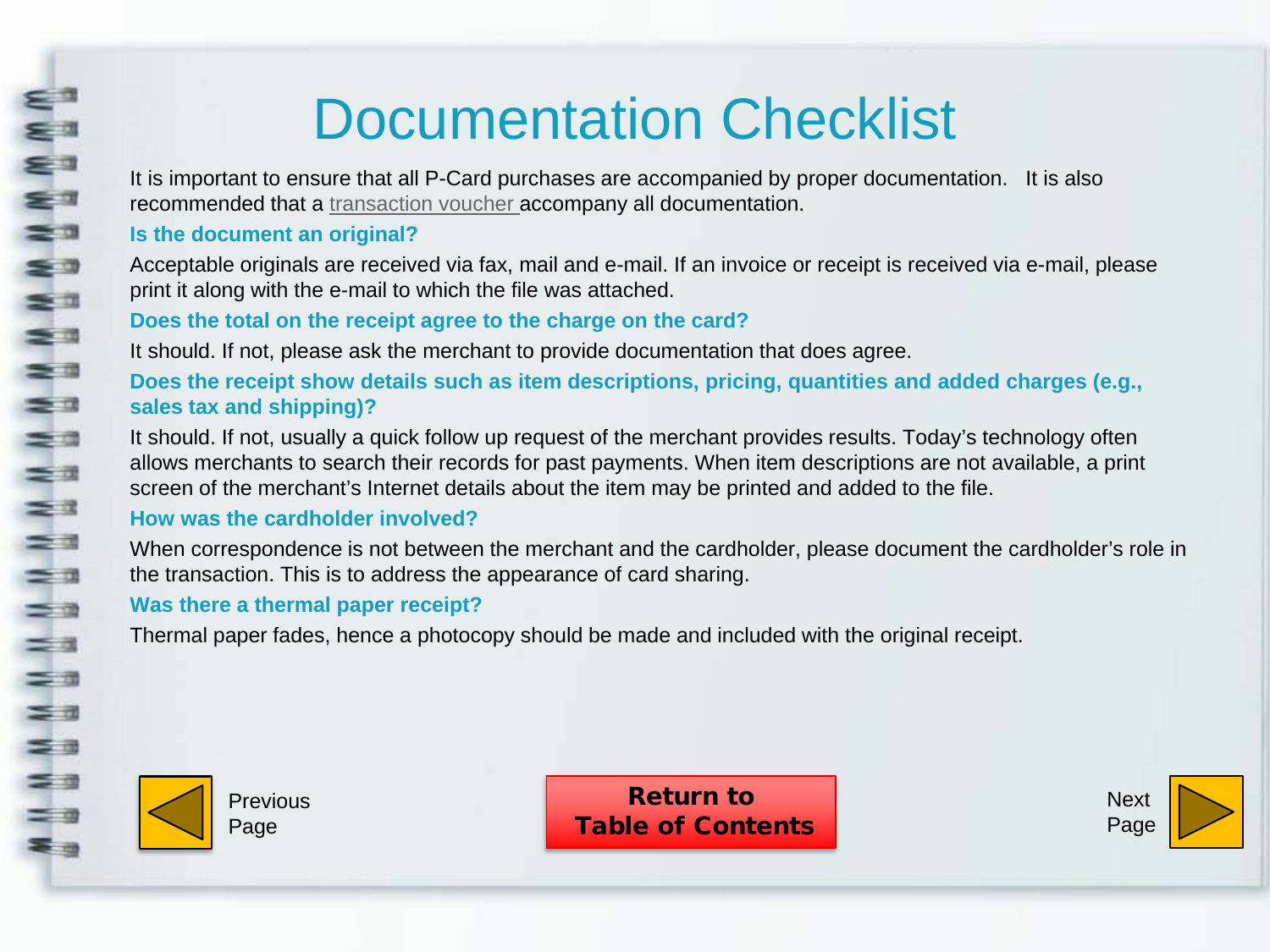# Documentation Checklist

It is important to ensure that all P-Card purchases are accompanied by proper documentation. It is also recommended that a transaction voucher accompany all documentation.

**Is the document an original?**

Acceptable originals are received via fax, mail and e-mail. If an invoice or receipt is received via e-mail, please print it along with the e-mail to which the file was attached.

**Does the total on the receipt agree to the charge on the card?**

It should. If not, please ask the merchant to provide documentation that does agree.

**Does the receipt show details such as item descriptions, pricing, quantities and added charges (e.g., sales tax and shipping)?**

It should. If not, usually a quick follow up request of the merchant provides results. Today's technology often allows merchants to search their records for past payments. When item descriptions are not available, a print screen of the merchant's Internet details about the item may be printed and added to the file.

**How was the cardholder involved?**

When correspondence is not between the merchant and the cardholder, please document the cardholder's role in the transaction. This is to address the appearance of card sharing.

**Was there a thermal paper receipt?**

Thermal paper fades, hence a photocopy should be made and included with the original receipt.

Previous Page

**Return to Table of Contents**

Next Page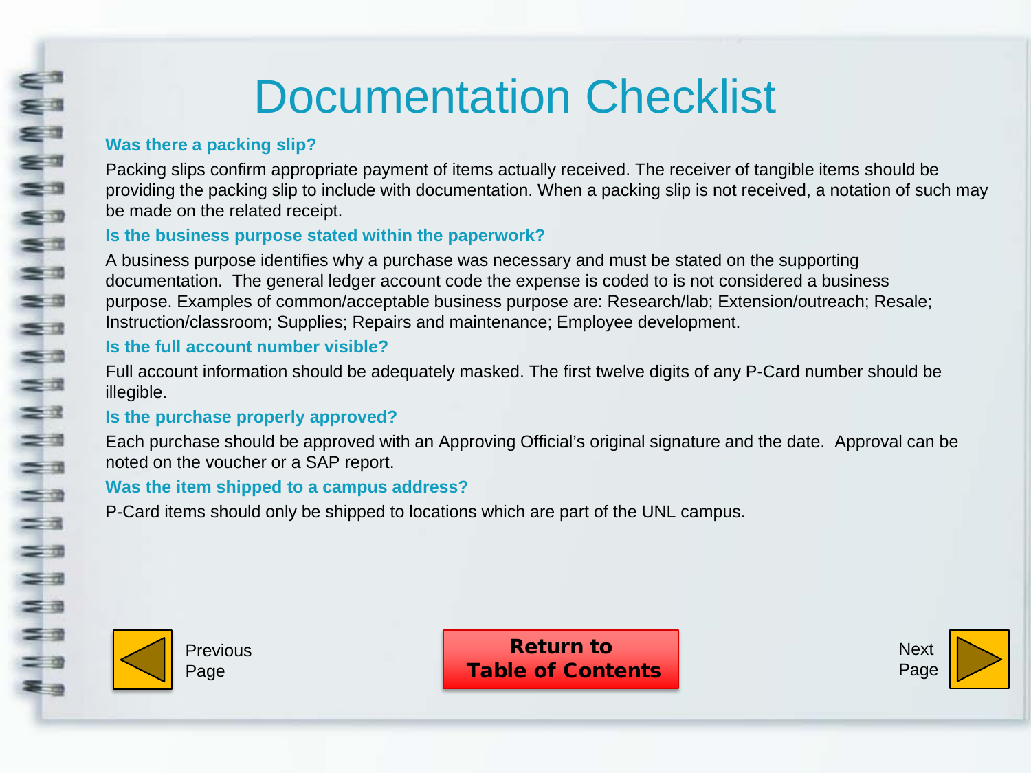# Documentation Checklist

### Was there a packing slip?

Packing slips confirm appropriate payment of items actually received. The receiver of tangible items should be providing the packing slip to include with documentation. When a packing slip is not received, a notation of such may be made on the related receipt.

### Is the business purpose stated within the paperwork?

A business purpose identifies why a purchase was necessary and must be stated on the supporting documentation. The general ledger account code the expense is coded to is not considered a business purpose. Examples of common/acceptable business purpose are: Research/lab; Extension/outreach; Resale; Instruction/classroom; Supplies; Repairs and maintenance; Employee development.

### Is the full account number visible?

Full account information should be adequately masked. The first twelve digits of any P-Card number should be illegible.

### Is the purchase properly approved?

Each purchase should be approved with an Approving Official's original signature and the date. Approval can be noted on the voucher or a SAP report.

### Was the item shipped to a campus address?

P-Card items should only be shipped to locations which are part of the UNL campus.

Previous Page

**Return to Table of Contents**

Next Page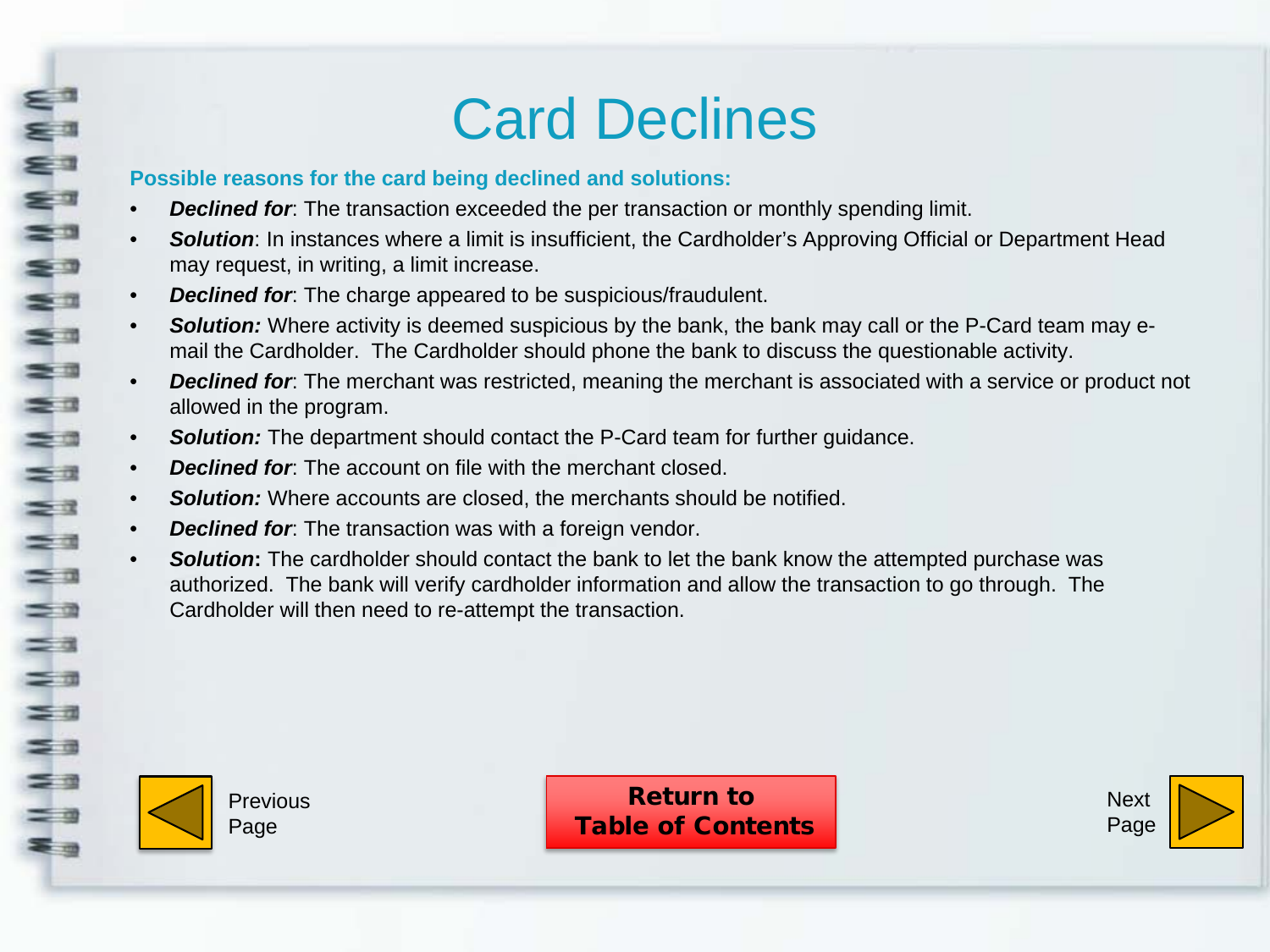# Card Declines

**Possible reasons for the card being declined and solutions:**

- ***Declined for***: The transaction exceeded the per transaction or monthly spending limit.
- ***Solution***: In instances where a limit is insufficient, the Cardholder's Approving Official or Department Head may request, in writing, a limit increase.
- ***Declined for***: The charge appeared to be suspicious/fraudulent.
- ***Solution:*** Where activity is deemed suspicious by the bank, the bank may call or the P-Card team may e-mail the Cardholder. The Cardholder should phone the bank to discuss the questionable activity.
- ***Declined for***: The merchant was restricted, meaning the merchant is associated with a service or product not allowed in the program.
- ***Solution:*** The department should contact the P-Card team for further guidance.
- ***Declined for***: The account on file with the merchant closed.
- ***Solution:*** Where accounts are closed, the merchants should be notified.
- ***Declined for***: The transaction was with a foreign vendor.
- ***Solution***: The cardholder should contact the bank to let the bank know the attempted purchase was authorized. The bank will verify cardholder information and allow the transaction to go through. The Cardholder will then need to re-attempt the transaction.

Previous Page

**Return to Table of Contents**

Next Page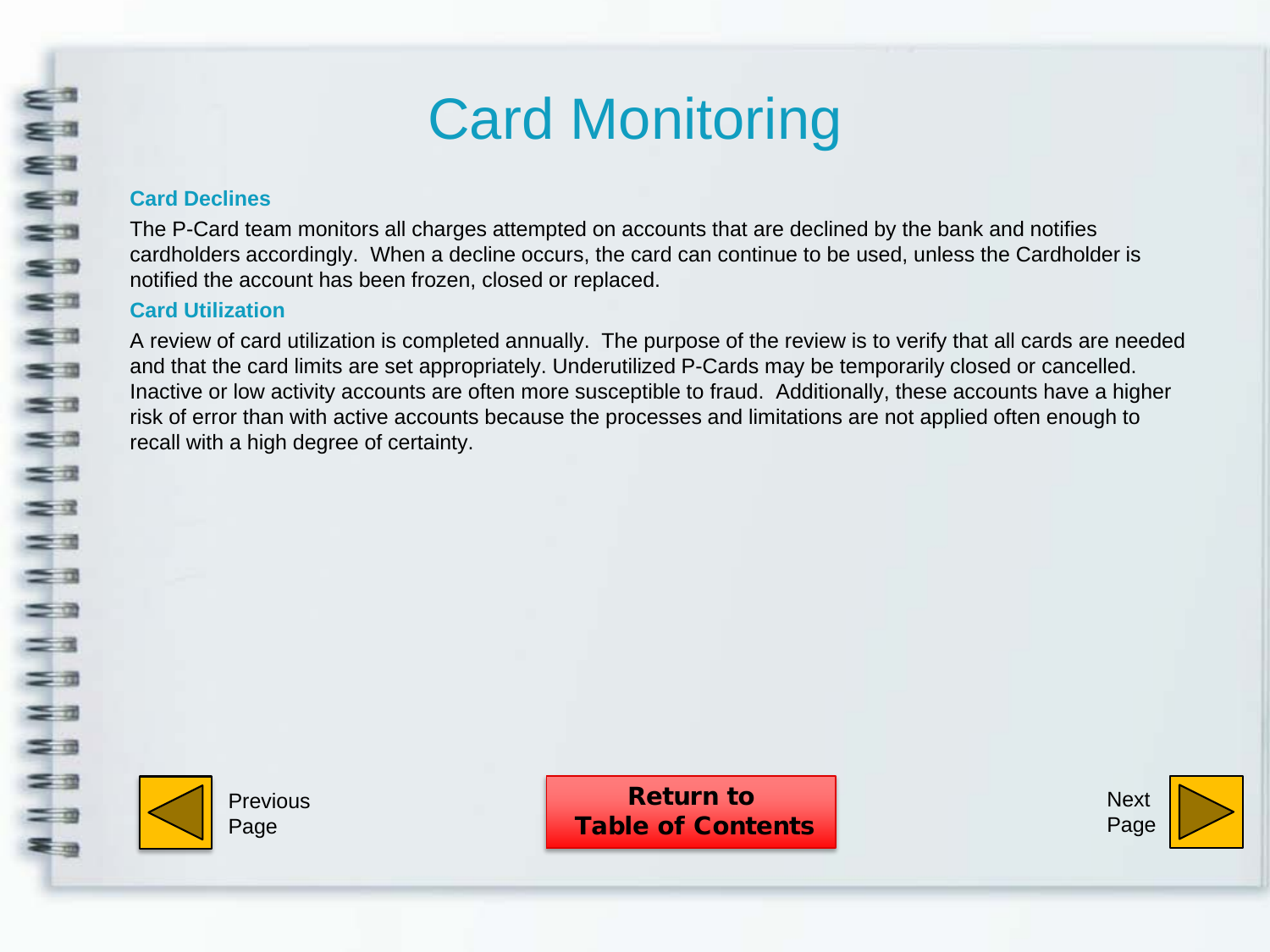# Card Monitoring

### Card Declines

The P-Card team monitors all charges attempted on accounts that are declined by the bank and notifies cardholders accordingly.  When a decline occurs, the card can continue to be used, unless the Cardholder is notified the account has been frozen, closed or replaced.

### Card Utilization

A review of card utilization is completed annually.  The purpose of the review is to verify that all cards are needed and that the card limits are set appropriately. Underutilized P-Cards may be temporarily closed or cancelled. Inactive or low activity accounts are often more susceptible to fraud.  Additionally, these accounts have a higher risk of error than with active accounts because the processes and limitations are not applied often enough to recall with a high degree of certainty.

Previous Page

**Return to Table of Contents**

Next Page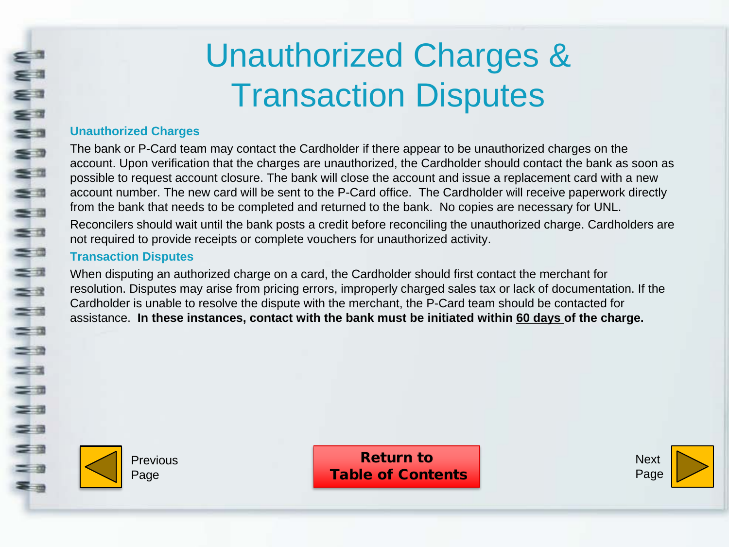# Unauthorized Charges & Transaction Disputes

## Unauthorized Charges

The bank or P-Card team may contact the Cardholder if there appear to be unauthorized charges on the account. Upon verification that the charges are unauthorized, the Cardholder should contact the bank as soon as possible to request account closure. The bank will close the account and issue a replacement card with a new account number. The new card will be sent to the P-Card office. The Cardholder will receive paperwork directly from the bank that needs to be completed and returned to the bank. No copies are necessary for UNL.

Reconcilers should wait until the bank posts a credit before reconciling the unauthorized charge. Cardholders are not required to provide receipts or complete vouchers for unauthorized activity.

## Transaction Disputes

When disputing an authorized charge on a card, the Cardholder should first contact the merchant for resolution. Disputes may arise from pricing errors, improperly charged sales tax or lack of documentation. If the Cardholder is unable to resolve the dispute with the merchant, the P-Card team should be contacted for assistance. **In these instances, contact with the bank must be initiated within <u>60 days</u> of the charge.**

Previous Page

**Return to Table of Contents**

Next Page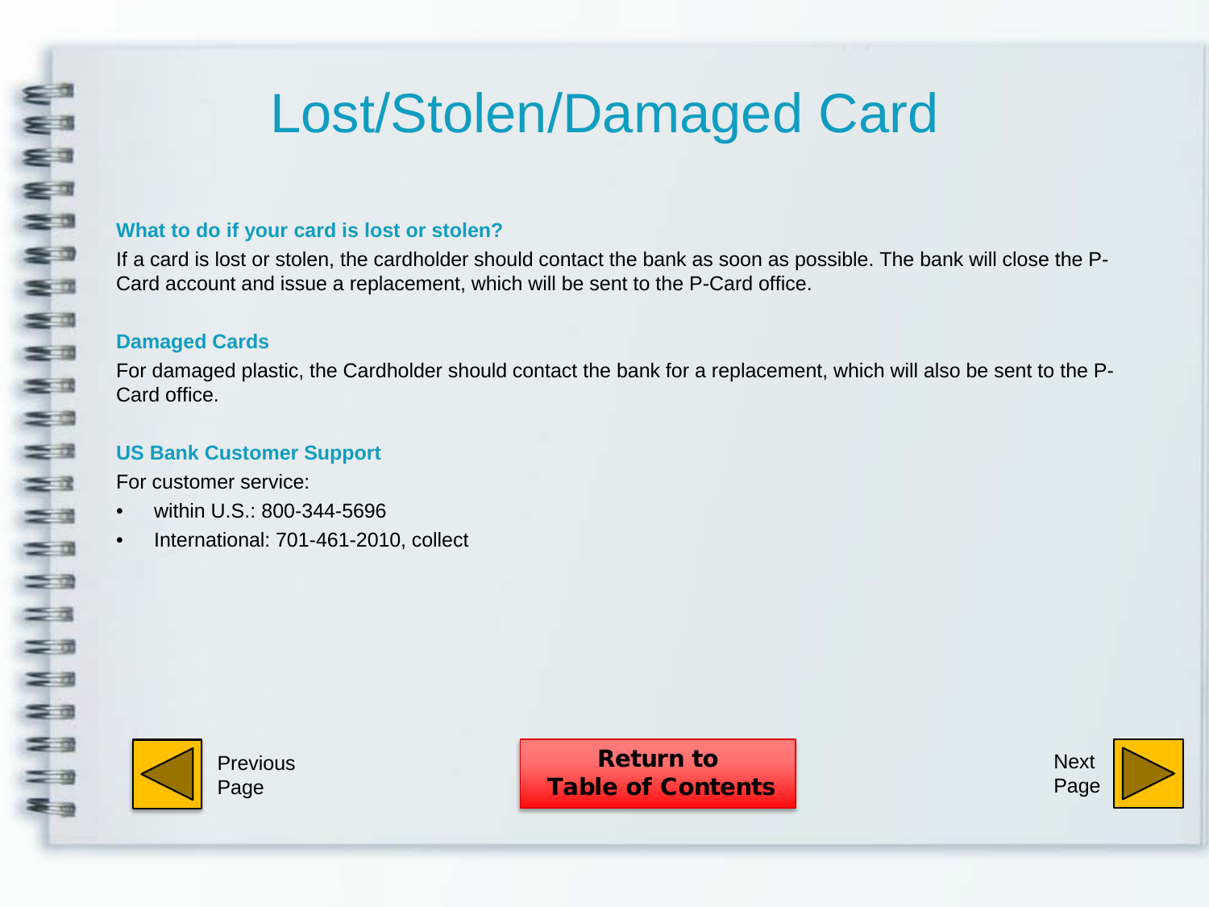# Lost/Stolen/Damaged Card

### What to do if your card is lost or stolen?

If a card is lost or stolen, the cardholder should contact the bank as soon as possible. The bank will close the P-Card account and issue a replacement, which will be sent to the P-Card office.

### Damaged Cards

For damaged plastic, the Cardholder should contact the bank for a replacement, which will also be sent to the P-Card office.

### US Bank Customer Support

For customer service:

- within U.S.: 800-344-5696
- International: 701-461-2010, collect

Previous Page

**Return to Table of Contents**

Next Page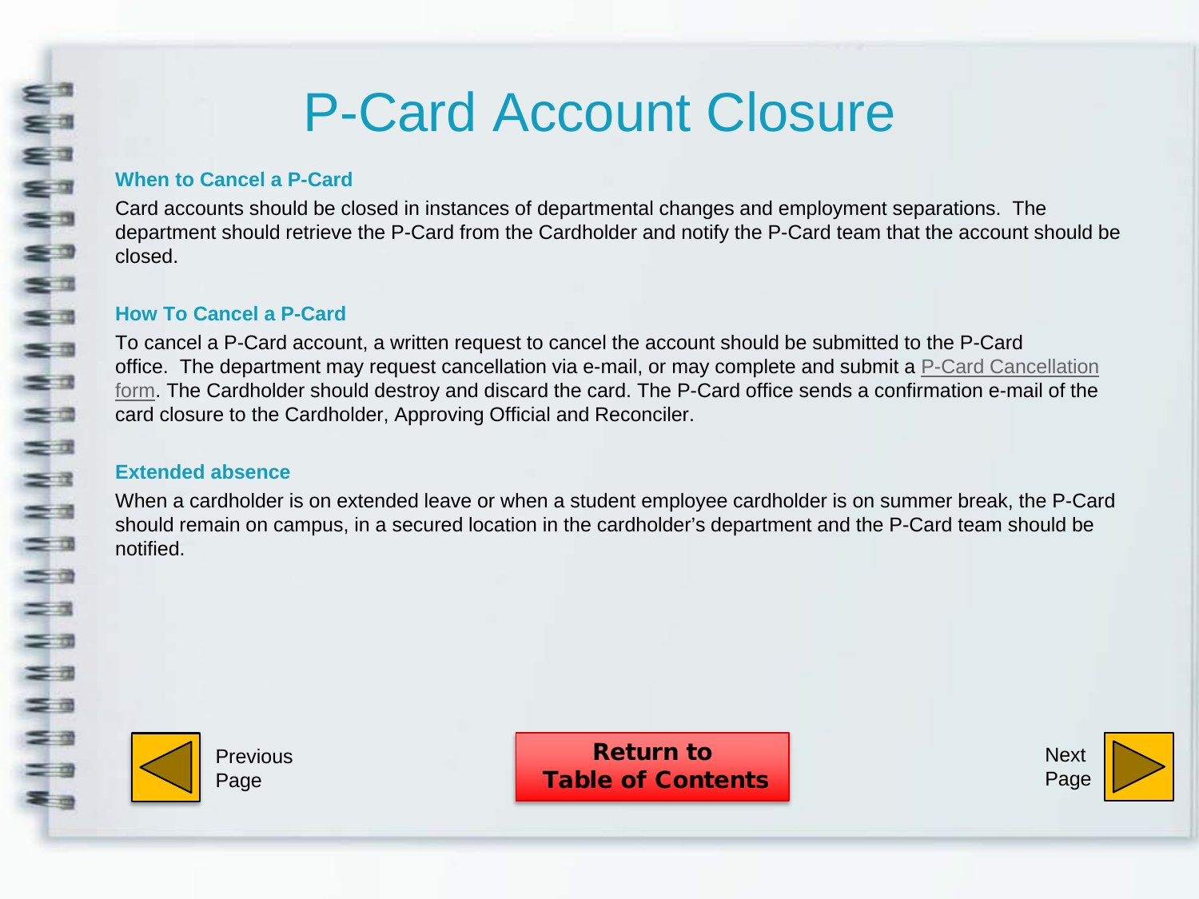# P-Card Account Closure

### When to Cancel a P-Card

Card accounts should be closed in instances of departmental changes and employment separations. The department should retrieve the P-Card from the Cardholder and notify the P-Card team that the account should be closed.

### How To Cancel a P-Card

To cancel a P-Card account, a written request to cancel the account should be submitted to the P-Card office. The department may request cancellation via e-mail, or may complete and submit a P-Card Cancellation form. The Cardholder should destroy and discard the card. The P-Card office sends a confirmation e-mail of the card closure to the Cardholder, Approving Official and Reconciler.

### Extended absence

When a cardholder is on extended leave or when a student employee cardholder is on summer break, the P-Card should remain on campus, in a secured location in the cardholder's department and the P-Card team should be notified.

Previous Page

**Return to Table of Contents**

Next Page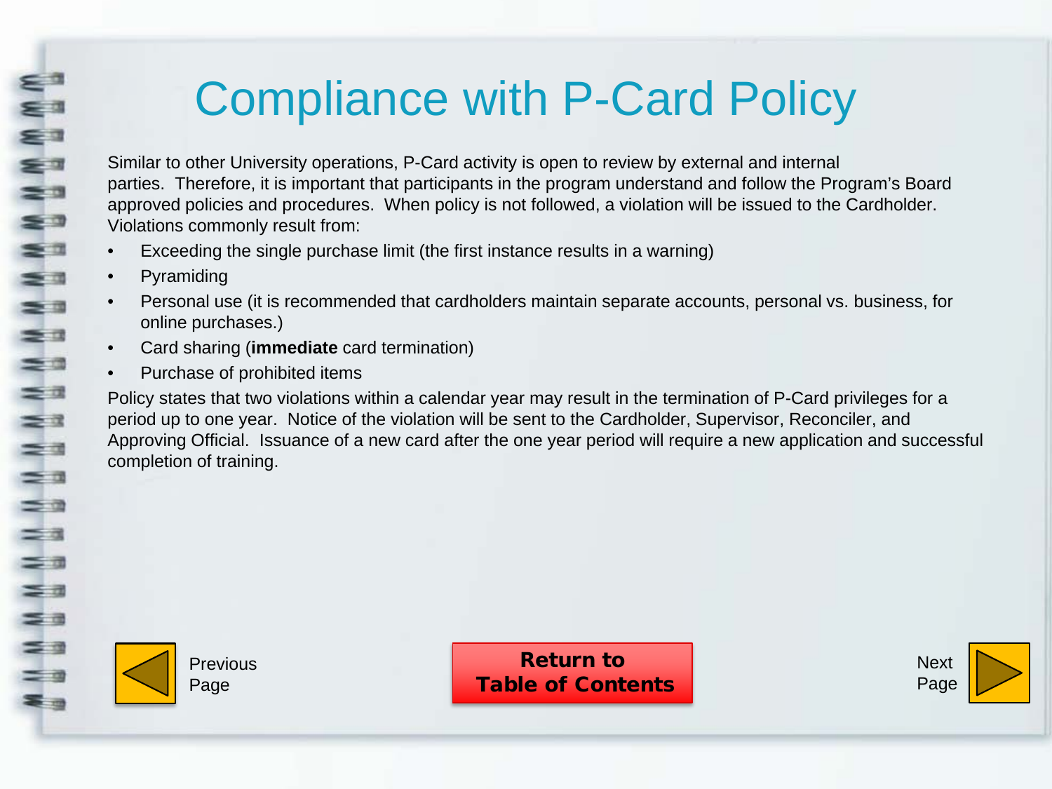# Compliance with P-Card Policy

Similar to other University operations, P-Card activity is open to review by external and internal parties. Therefore, it is important that participants in the program understand and follow the Program's Board approved policies and procedures. When policy is not followed, a violation will be issued to the Cardholder. Violations commonly result from:

- Exceeding the single purchase limit (the first instance results in a warning)
- Pyramiding
- Personal use (it is recommended that cardholders maintain separate accounts, personal vs. business, for online purchases.)
- Card sharing (**immediate** card termination)
- Purchase of prohibited items

Policy states that two violations within a calendar year may result in the termination of P-Card privileges for a period up to one year. Notice of the violation will be sent to the Cardholder, Supervisor, Reconciler, and Approving Official. Issuance of a new card after the one year period will require a new application and successful completion of training.

Previous Page

**Return to Table of Contents**

Next Page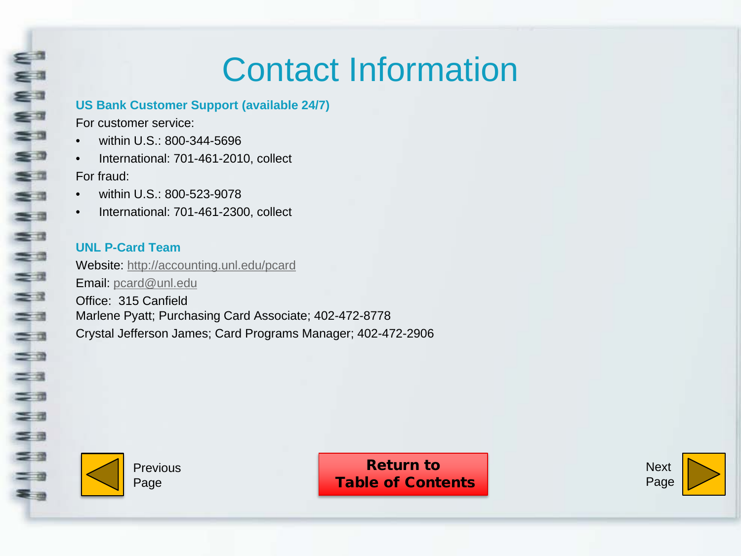# Contact Information

### US Bank Customer Support (available 24/7)

For customer service:

- within U.S.: 800-344-5696
- International: 701-461-2010, collect

For fraud:

- within U.S.: 800-523-9078
- International: 701-461-2300, collect

### UNL P-Card Team

Website: http://accounting.unl.edu/pcard
Email: pcard@unl.edu
Office: 315 Canfield
Marlene Pyatt; Purchasing Card Associate; 402-472-8778
Crystal Jefferson James; Card Programs Manager; 402-472-2906

Previous Page

**Return to Table of Contents**

Next Page